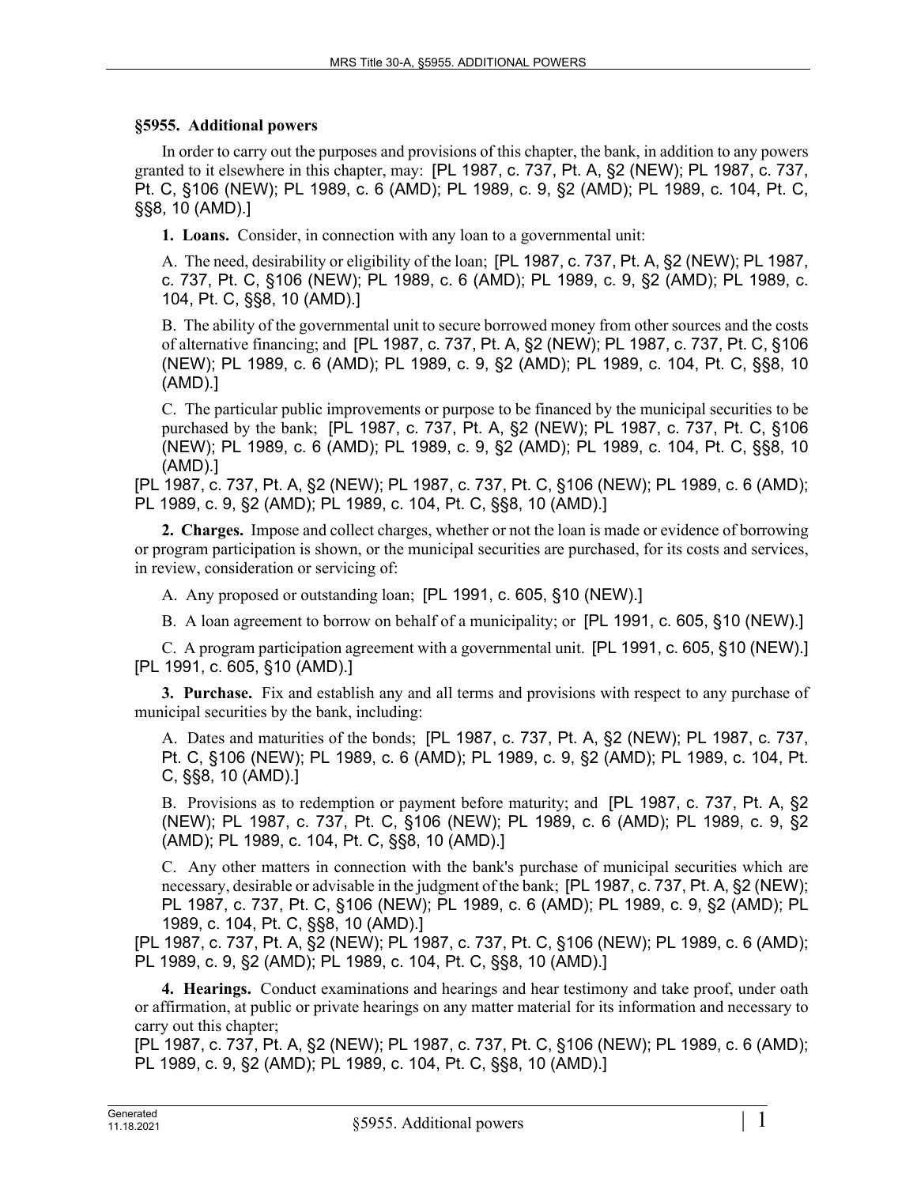### §5955. Additional powers

In order to carry out the purposes and provisions of this chapter, the bank, in addition to any powers granted to it elsewhere in this chapter, may: [PL 1987, c. 737, Pt. A, §2 (NEW); PL 1987, c. 737, Pt. C, §106 (NEW); PL 1989, c. 6 (AMD); PL 1989, c. 9, §2 (AMD); PL 1989, c. 104, Pt. C, §§8, 10 (AMD).]

**1. Loans.** Consider, in connection with any loan to a governmental unit:

A. The need, desirability or eligibility of the loan; [PL 1987, c. 737, Pt. A, §2 (NEW); PL 1987, c. 737, Pt. C, §106 (NEW); PL 1989, c. 6 (AMD); PL 1989, c. 9, §2 (AMD); PL 1989, c. 104, Pt. C, §§8, 10 (AMD).]

B. The ability of the governmental unit to secure borrowed money from other sources and the costs of alternative financing; and [PL 1987, c. 737, Pt. A, §2 (NEW); PL 1987, c. 737, Pt. C, §106 (NEW); PL 1989, c. 6 (AMD); PL 1989, c. 9, §2 (AMD); PL 1989, c. 104, Pt. C, §§8, 10 (AMD).]

C. The particular public improvements or purpose to be financed by the municipal securities to be purchased by the bank; [PL 1987, c. 737, Pt. A, §2 (NEW); PL 1987, c. 737, Pt. C, §106 (NEW); PL 1989, c. 6 (AMD); PL 1989, c. 9, §2 (AMD); PL 1989, c. 104, Pt. C, §§8, 10 (AMD).]

[PL 1987, c. 737, Pt. A, §2 (NEW); PL 1987, c. 737, Pt. C, §106 (NEW); PL 1989, c. 6 (AMD); PL 1989, c. 9, §2 (AMD); PL 1989, c. 104, Pt. C, §§8, 10 (AMD).]

**2. Charges.** Impose and collect charges, whether or not the loan is made or evidence of borrowing or program participation is shown, or the municipal securities are purchased, for its costs and services, in review, consideration or servicing of:

A. Any proposed or outstanding loan; [PL 1991, c. 605, §10 (NEW).]

B. A loan agreement to borrow on behalf of a municipality; or [PL 1991, c. 605, §10 (NEW).]

C. A program participation agreement with a governmental unit. [PL 1991, c. 605, §10 (NEW).]

[PL 1991, c. 605, §10 (AMD).]

**3. Purchase.** Fix and establish any and all terms and provisions with respect to any purchase of municipal securities by the bank, including:

A. Dates and maturities of the bonds; [PL 1987, c. 737, Pt. A, §2 (NEW); PL 1987, c. 737, Pt. C, §106 (NEW); PL 1989, c. 6 (AMD); PL 1989, c. 9, §2 (AMD); PL 1989, c. 104, Pt. C, §§8, 10 (AMD).]

B. Provisions as to redemption or payment before maturity; and [PL 1987, c. 737, Pt. A, §2 (NEW); PL 1987, c. 737, Pt. C, §106 (NEW); PL 1989, c. 6 (AMD); PL 1989, c. 9, §2 (AMD); PL 1989, c. 104, Pt. C, §§8, 10 (AMD).]

C. Any other matters in connection with the bank's purchase of municipal securities which are necessary, desirable or advisable in the judgment of the bank; [PL 1987, c. 737, Pt. A, §2 (NEW); PL 1987, c. 737, Pt. C, §106 (NEW); PL 1989, c. 6 (AMD); PL 1989, c. 9, §2 (AMD); PL 1989, c. 104, Pt. C, §§8, 10 (AMD).]

[PL 1987, c. 737, Pt. A, §2 (NEW); PL 1987, c. 737, Pt. C, §106 (NEW); PL 1989, c. 6 (AMD); PL 1989, c. 9, §2 (AMD); PL 1989, c. 104, Pt. C, §§8, 10 (AMD).]

**4. Hearings.** Conduct examinations and hearings and hear testimony and take proof, under oath or affirmation, at public or private hearings on any matter material for its information and necessary to carry out this chapter;

[PL 1987, c. 737, Pt. A, §2 (NEW); PL 1987, c. 737, Pt. C, §106 (NEW); PL 1989, c. 6 (AMD); PL 1989, c. 9, §2 (AMD); PL 1989, c. 104, Pt. C, §§8, 10 (AMD).]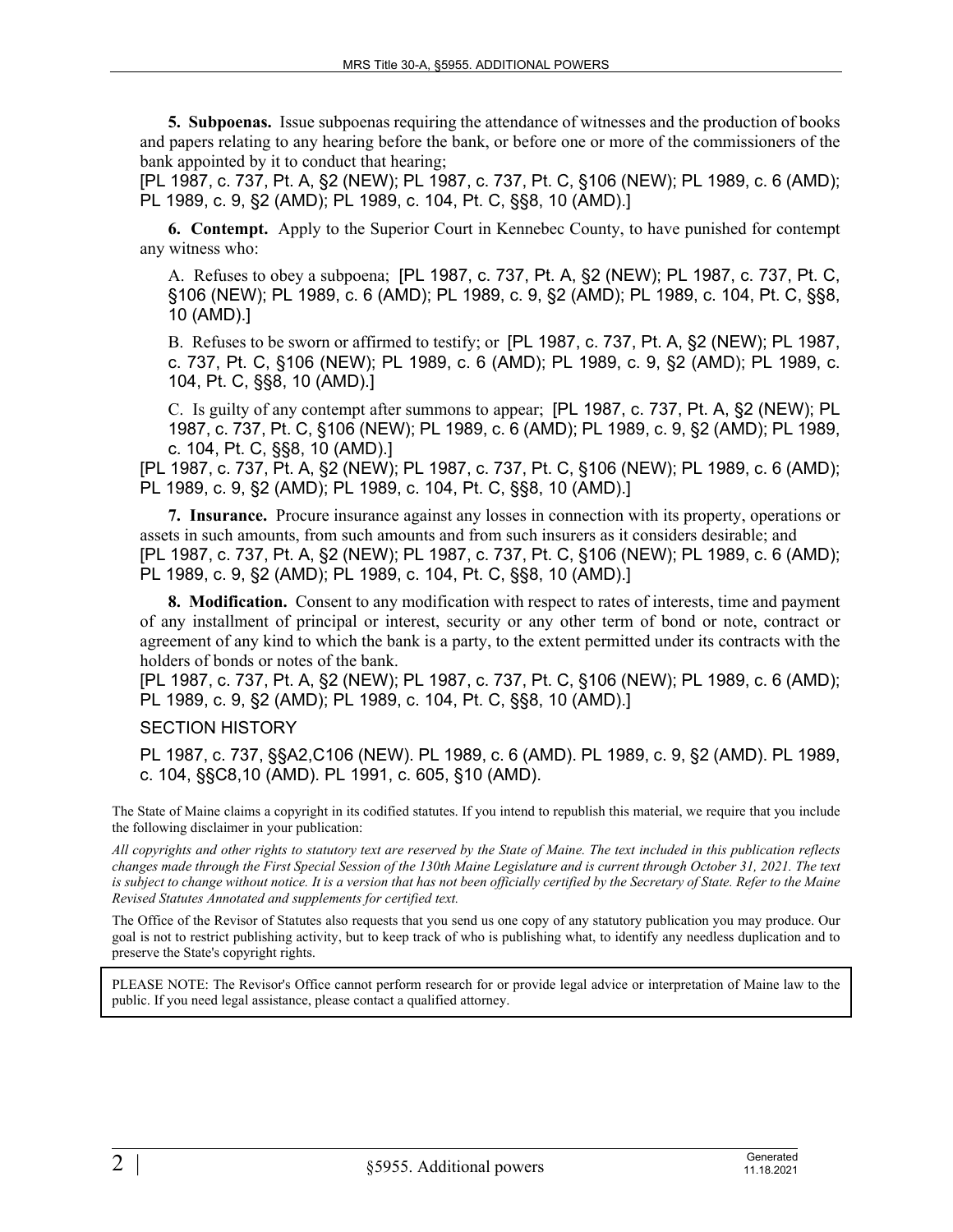**5. Subpoenas.** Issue subpoenas requiring the attendance of witnesses and the production of books and papers relating to any hearing before the bank, or before one or more of the commissioners of the bank appointed by it to conduct that hearing;

[PL 1987, c. 737, Pt. A, §2 (NEW); PL 1987, c. 737, Pt. C, §106 (NEW); PL 1989, c. 6 (AMD); PL 1989, c. 9, §2 (AMD); PL 1989, c. 104, Pt. C, §§8, 10 (AMD).]

**6. Contempt.** Apply to the Superior Court in Kennebec County, to have punished for contempt any witness who:

A. Refuses to obey a subpoena; [PL 1987, c. 737, Pt. A, §2 (NEW); PL 1987, c. 737, Pt. C, §106 (NEW); PL 1989, c. 6 (AMD); PL 1989, c. 9, §2 (AMD); PL 1989, c. 104, Pt. C, §§8, 10 (AMD).]

B. Refuses to be sworn or affirmed to testify; or [PL 1987, c. 737, Pt. A, §2 (NEW); PL 1987, c. 737, Pt. C, §106 (NEW); PL 1989, c. 6 (AMD); PL 1989, c. 9, §2 (AMD); PL 1989, c. 104, Pt. C, §§8, 10 (AMD).]

C. Is guilty of any contempt after summons to appear; [PL 1987, c. 737, Pt. A, §2 (NEW); PL 1987, c. 737, Pt. C, §106 (NEW); PL 1989, c. 6 (AMD); PL 1989, c. 9, §2 (AMD); PL 1989, c. 104, Pt. C, §§8, 10 (AMD).]

[PL 1987, c. 737, Pt. A, §2 (NEW); PL 1987, c. 737, Pt. C, §106 (NEW); PL 1989, c. 6 (AMD); PL 1989, c. 9, §2 (AMD); PL 1989, c. 104, Pt. C, §§8, 10 (AMD).]

**7. Insurance.** Procure insurance against any losses in connection with its property, operations or assets in such amounts, from such amounts and from such insurers as it considers desirable; and

[PL 1987, c. 737, Pt. A, §2 (NEW); PL 1987, c. 737, Pt. C, §106 (NEW); PL 1989, c. 6 (AMD); PL 1989, c. 9, §2 (AMD); PL 1989, c. 104, Pt. C, §§8, 10 (AMD).]

**8. Modification.** Consent to any modification with respect to rates of interests, time and payment of any installment of principal or interest, security or any other term of bond or note, contract or agreement of any kind to which the bank is a party, to the extent permitted under its contracts with the holders of bonds or notes of the bank.

[PL 1987, c. 737, Pt. A, §2 (NEW); PL 1987, c. 737, Pt. C, §106 (NEW); PL 1989, c. 6 (AMD); PL 1989, c. 9, §2 (AMD); PL 1989, c. 104, Pt. C, §§8, 10 (AMD).]

SECTION HISTORY

PL 1987, c. 737, §§A2,C106 (NEW). PL 1989, c. 6 (AMD). PL 1989, c. 9, §2 (AMD). PL 1989, c. 104, §§C8,10 (AMD). PL 1991, c. 605, §10 (AMD).

The State of Maine claims a copyright in its codified statutes. If you intend to republish this material, we require that you include the following disclaimer in your publication:

*All copyrights and other rights to statutory text are reserved by the State of Maine. The text included in this publication reflects changes made through the First Special Session of the 130th Maine Legislature and is current through October 31, 2021. The text is subject to change without notice. It is a version that has not been officially certified by the Secretary of State. Refer to the Maine Revised Statutes Annotated and supplements for certified text.*

The Office of the Revisor of Statutes also requests that you send us one copy of any statutory publication you may produce. Our goal is not to restrict publishing activity, but to keep track of who is publishing what, to identify any needless duplication and to preserve the State's copyright rights.

PLEASE NOTE: The Revisor's Office cannot perform research for or provide legal advice or interpretation of Maine law to the public. If you need legal assistance, please contact a qualified attorney.